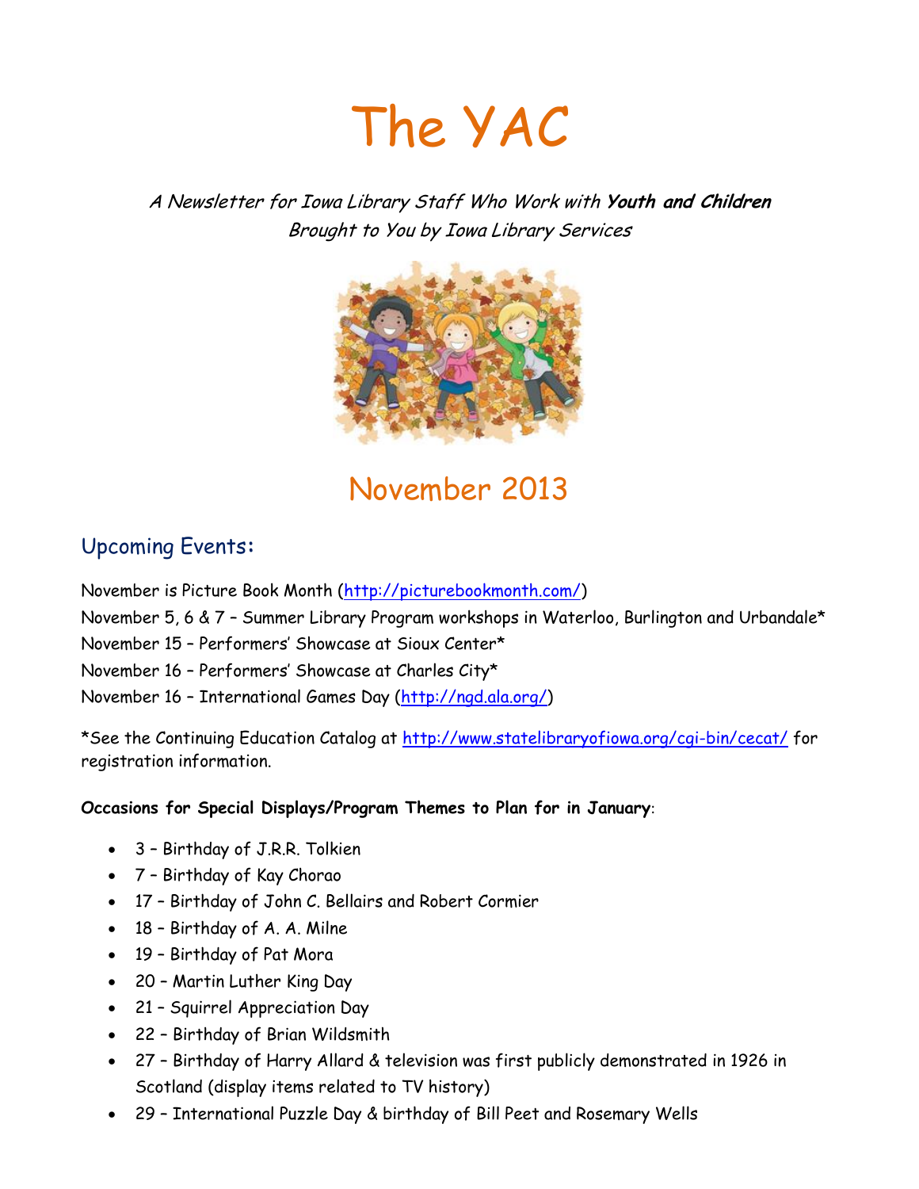# The YAC

*A Newsletter for Iowa Library Staff Who Work with **Youth and Children***
*Brought to You by Iowa Library Services*

## November 2013

### Upcoming Events:

November is Picture Book Month (http://picturebookmonth.com/)

November 5, 6 & 7 – Summer Library Program workshops in Waterloo, Burlington and Urbandale*

November 15 – Performers' Showcase at Sioux Center*

November 16 – Performers' Showcase at Charles City*

November 16 – International Games Day (http://ngd.ala.org/)

*See the Continuing Education Catalog at http://www.statelibraryofiowa.org/cgi-bin/cecat/ for registration information.

**Occasions for Special Displays/Program Themes to Plan for in January**:

- 3 – Birthday of J.R.R. Tolkien
- 7 – Birthday of Kay Chorao
- 17 – Birthday of John C. Bellairs and Robert Cormier
- 18 – Birthday of A. A. Milne
- 19 – Birthday of Pat Mora
- 20 – Martin Luther King Day
- 21 – Squirrel Appreciation Day
- 22 – Birthday of Brian Wildsmith
- 27 – Birthday of Harry Allard & television was first publicly demonstrated in 1926 in Scotland (display items related to TV history)
- 29 – International Puzzle Day & birthday of Bill Peet and Rosemary Wells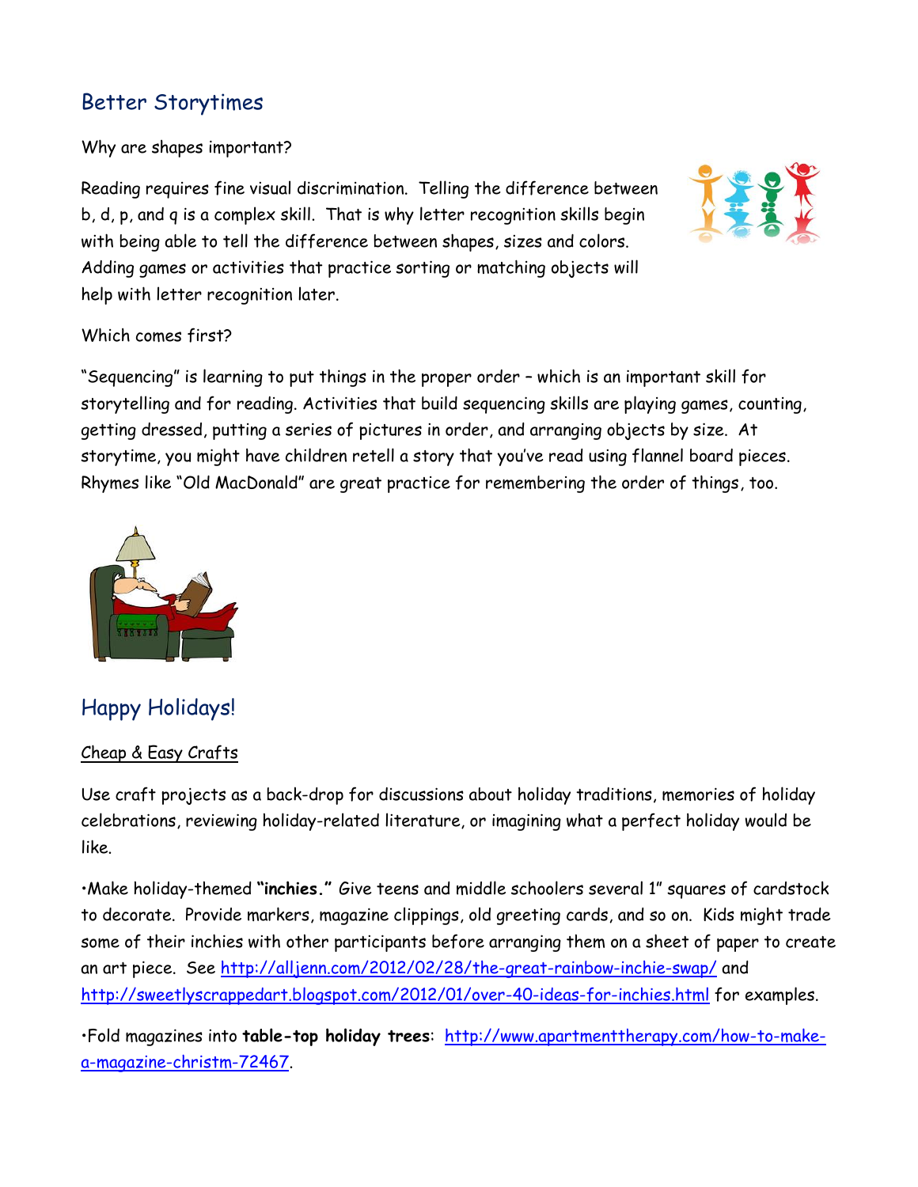## Better Storytimes

Why are shapes important?

Reading requires fine visual discrimination. Telling the difference between b, d, p, and q is a complex skill. That is why letter recognition skills begin with being able to tell the difference between shapes, sizes and colors. Adding games or activities that practice sorting or matching objects will help with letter recognition later.

Which comes first?

"Sequencing" is learning to put things in the proper order – which is an important skill for storytelling and for reading. Activities that build sequencing skills are playing games, counting, getting dressed, putting a series of pictures in order, and arranging objects by size. At storytime, you might have children retell a story that you've read using flannel board pieces. Rhymes like "Old MacDonald" are great practice for remembering the order of things, too.

## Happy Holidays!

<u>Cheap & Easy Crafts</u>

Use craft projects as a back-drop for discussions about holiday traditions, memories of holiday celebrations, reviewing holiday-related literature, or imagining what a perfect holiday would be like.

•Make holiday-themed **"inchies."** Give teens and middle schoolers several 1" squares of cardstock to decorate. Provide markers, magazine clippings, old greeting cards, and so on. Kids might trade some of their inchies with other participants before arranging them on a sheet of paper to create an art piece. See http://alljenn.com/2012/02/28/the-great-rainbow-inchie-swap/ and http://sweetlyscrappedart.blogspot.com/2012/01/over-40-ideas-for-inchies.html for examples.

•Fold magazines into **table-top holiday trees**: http://www.apartmenttherapy.com/how-to-make-a-magazine-christm-72467.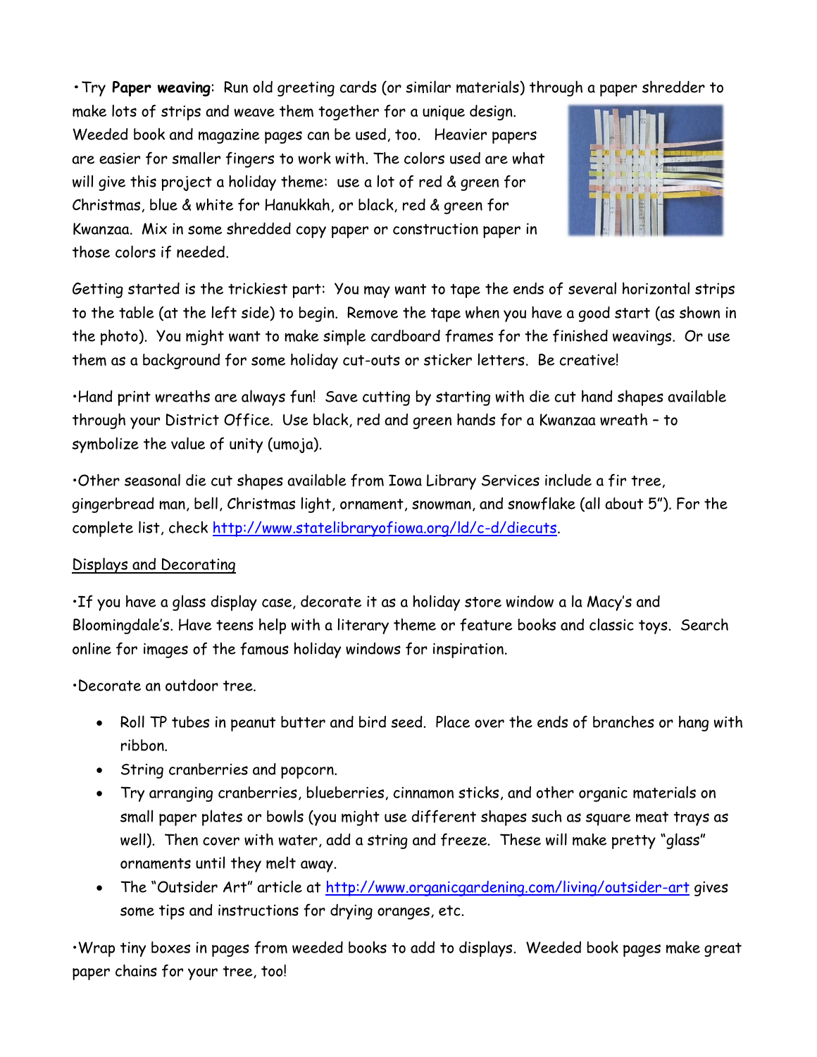•Try **Paper weaving**: Run old greeting cards (or similar materials) through a paper shredder to make lots of strips and weave them together for a unique design. Weeded book and magazine pages can be used, too. Heavier papers are easier for smaller fingers to work with. The colors used are what will give this project a holiday theme: use a lot of red & green for Christmas, blue & white for Hanukkah, or black, red & green for Kwanzaa. Mix in some shredded copy paper or construction paper in those colors if needed.

Getting started is the trickiest part: You may want to tape the ends of several horizontal strips to the table (at the left side) to begin. Remove the tape when you have a good start (as shown in the photo). You might want to make simple cardboard frames for the finished weavings. Or use them as a background for some holiday cut-outs or sticker letters. Be creative!

•Hand print wreaths are always fun! Save cutting by starting with die cut hand shapes available through your District Office. Use black, red and green hands for a Kwanzaa wreath – to symbolize the value of unity (umoja).

•Other seasonal die cut shapes available from Iowa Library Services include a fir tree, gingerbread man, bell, Christmas light, ornament, snowman, and snowflake (all about 5"). For the complete list, check http://www.statelibraryofiowa.org/ld/c-d/diecuts.

Displays and Decorating

•If you have a glass display case, decorate it as a holiday store window a la Macy's and Bloomingdale's. Have teens help with a literary theme or feature books and classic toys. Search online for images of the famous holiday windows for inspiration.

•Decorate an outdoor tree.

- Roll TP tubes in peanut butter and bird seed. Place over the ends of branches or hang with ribbon.
- String cranberries and popcorn.
- Try arranging cranberries, blueberries, cinnamon sticks, and other organic materials on small paper plates or bowls (you might use different shapes such as square meat trays as well). Then cover with water, add a string and freeze. These will make pretty "glass" ornaments until they melt away.
- The "Outsider Art" article at http://www.organicgardening.com/living/outsider-art gives some tips and instructions for drying oranges, etc.

•Wrap tiny boxes in pages from weeded books to add to displays. Weeded book pages make great paper chains for your tree, too!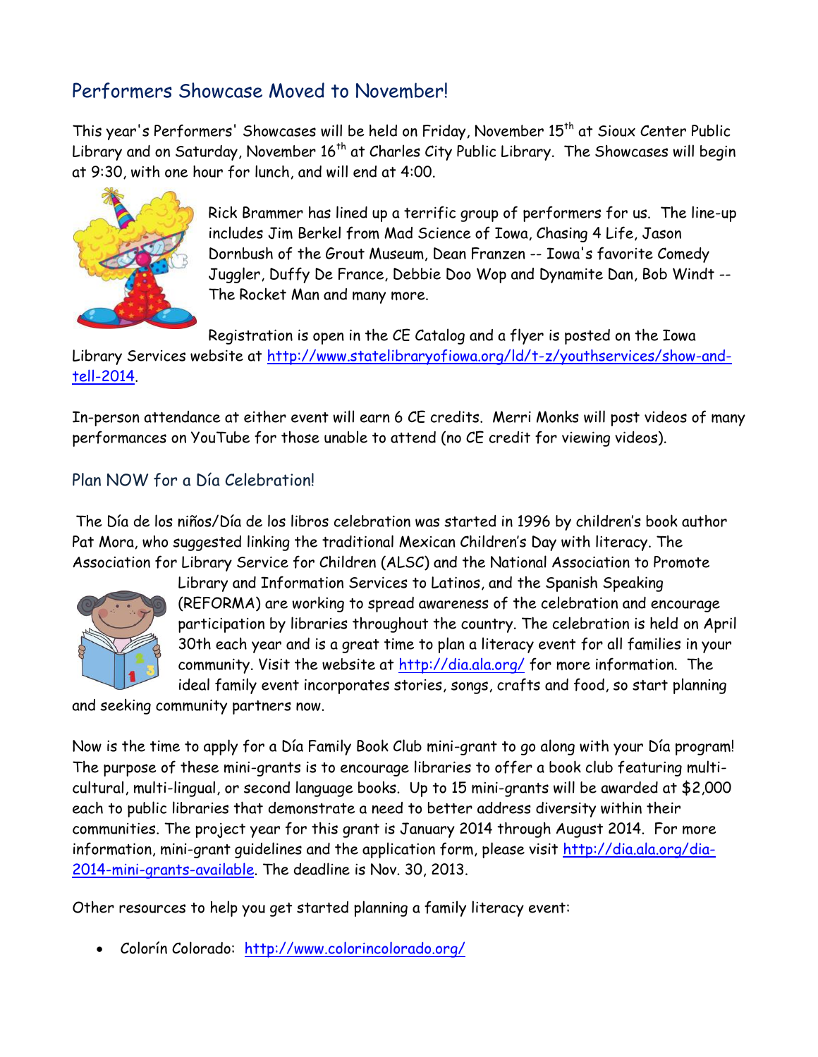## Performers Showcase Moved to November!

This year's Performers' Showcases will be held on Friday, November 15th at Sioux Center Public Library and on Saturday, November 16th at Charles City Public Library. The Showcases will begin at 9:30, with one hour for lunch, and will end at 4:00.

Rick Brammer has lined up a terrific group of performers for us. The line-up includes Jim Berkel from Mad Science of Iowa, Chasing 4 Life, Jason Dornbush of the Grout Museum, Dean Franzen -- Iowa's favorite Comedy Juggler, Duffy De France, Debbie Doo Wop and Dynamite Dan, Bob Windt -- The Rocket Man and many more.

Registration is open in the CE Catalog and a flyer is posted on the Iowa Library Services website at http://www.statelibraryofiowa.org/ld/t-z/youthservices/show-and-tell-2014.

In-person attendance at either event will earn 6 CE credits. Merri Monks will post videos of many performances on YouTube for those unable to attend (no CE credit for viewing videos).

### Plan NOW for a Día Celebration!

The Día de los niños/Día de los libros celebration was started in 1996 by children's book author Pat Mora, who suggested linking the traditional Mexican Children's Day with literacy. The Association for Library Service for Children (ALSC) and the National Association to Promote Library and Information Services to Latinos, and the Spanish Speaking (REFORMA) are working to spread awareness of the celebration and encourage participation by libraries throughout the country. The celebration is held on April 30th each year and is a great time to plan a literacy event for all families in your community. Visit the website at http://dia.ala.org/ for more information. The ideal family event incorporates stories, songs, crafts and food, so start planning and seeking community partners now.

Now is the time to apply for a Día Family Book Club mini-grant to go along with your Día program! The purpose of these mini-grants is to encourage libraries to offer a book club featuring multi-cultural, multi-lingual, or second language books. Up to 15 mini-grants will be awarded at $2,000 each to public libraries that demonstrate a need to better address diversity within their communities. The project year for this grant is January 2014 through August 2014. For more information, mini-grant guidelines and the application form, please visit http://dia.ala.org/dia-2014-mini-grants-available. The deadline is Nov. 30, 2013.

Other resources to help you get started planning a family literacy event:

- Colorín Colorado: http://www.colorincolorado.org/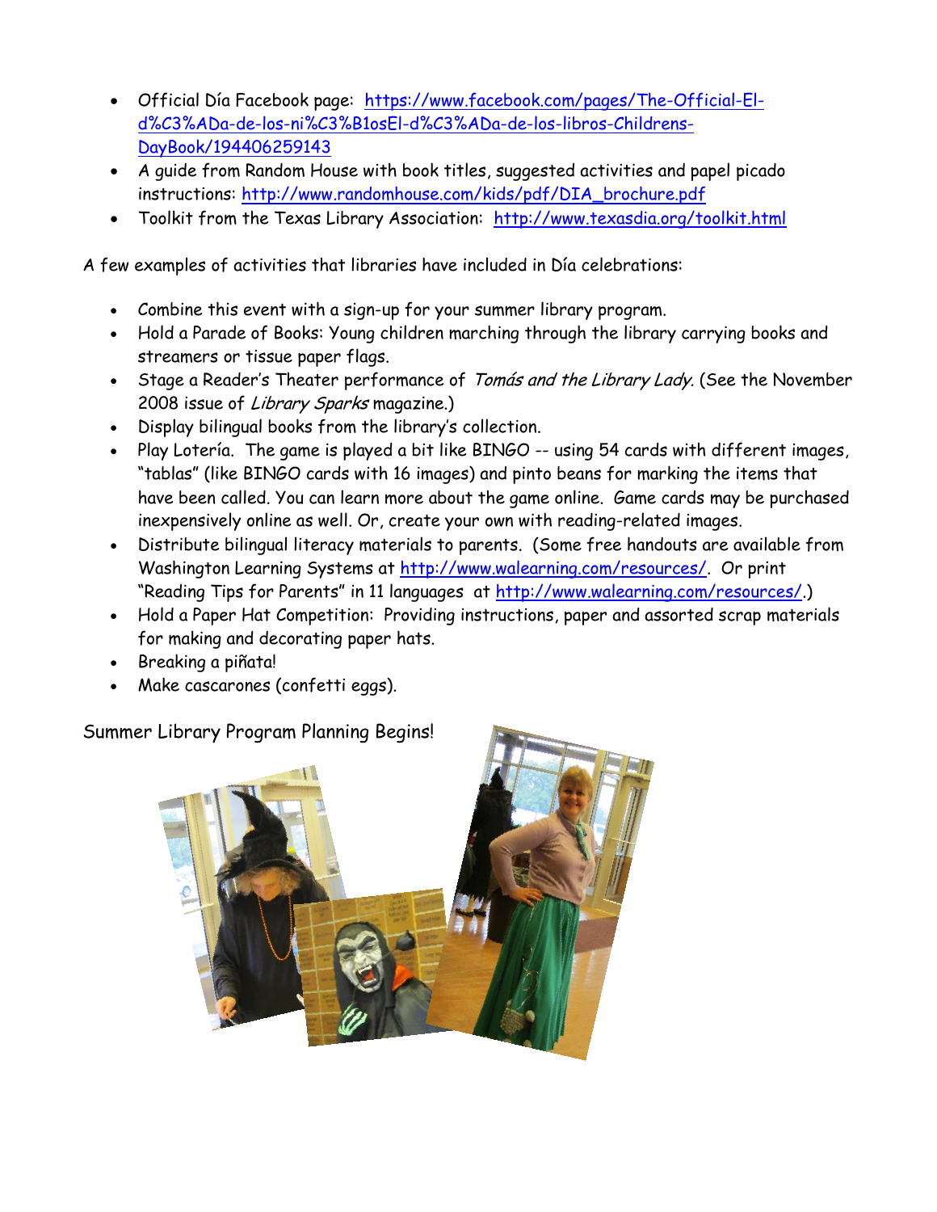- Official Día Facebook page: https://www.facebook.com/pages/The-Official-El-d%C3%ADa-de-los-ni%C3%B1osEl-d%C3%ADa-de-los-libros-Childrens-DayBook/194406259143
- A guide from Random House with book titles, suggested activities and papel picado instructions: http://www.randomhouse.com/kids/pdf/DIA_brochure.pdf
- Toolkit from the Texas Library Association: http://www.texasdia.org/toolkit.html

A few examples of activities that libraries have included in Día celebrations:

- Combine this event with a sign-up for your summer library program.
- Hold a Parade of Books: Young children marching through the library carrying books and streamers or tissue paper flags.
- Stage a Reader's Theater performance of *Tomás and the Library Lady.* (See the November 2008 issue of *Library Sparks* magazine.)
- Display bilingual books from the library's collection.
- Play Lotería. The game is played a bit like BINGO -- using 54 cards with different images, "tablas" (like BINGO cards with 16 images) and pinto beans for marking the items that have been called. You can learn more about the game online. Game cards may be purchased inexpensively online as well. Or, create your own with reading-related images.
- Distribute bilingual literacy materials to parents. (Some free handouts are available from Washington Learning Systems at http://www.walearning.com/resources/. Or print "Reading Tips for Parents" in 11 languages at http://www.walearning.com/resources/.)
- Hold a Paper Hat Competition: Providing instructions, paper and assorted scrap materials for making and decorating paper hats.
- Breaking a piñata!
- Make cascarones (confetti eggs).

Summer Library Program Planning Begins!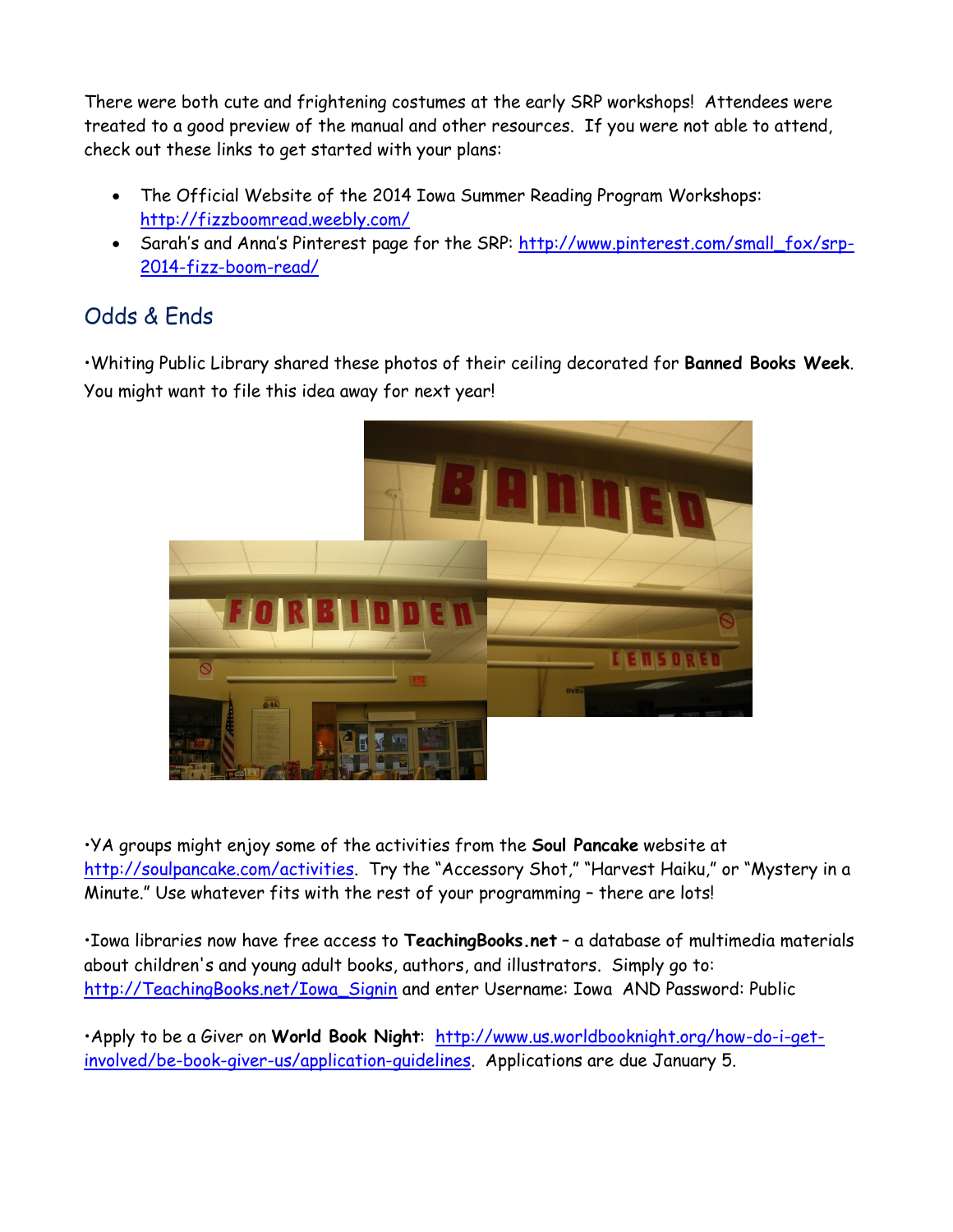There were both cute and frightening costumes at the early SRP workshops! Attendees were treated to a good preview of the manual and other resources. If you were not able to attend, check out these links to get started with your plans:

- The Official Website of the 2014 Iowa Summer Reading Program Workshops: http://fizzboomread.weebly.com/
- Sarah's and Anna's Pinterest page for the SRP: http://www.pinterest.com/small_fox/srp-2014-fizz-boom-read/

## Odds & Ends

•Whiting Public Library shared these photos of their ceiling decorated for **Banned Books Week**. You might want to file this idea away for next year!

•YA groups might enjoy some of the activities from the **Soul Pancake** website at http://soulpancake.com/activities. Try the "Accessory Shot," "Harvest Haiku," or "Mystery in a Minute." Use whatever fits with the rest of your programming – there are lots!

•Iowa libraries now have free access to **TeachingBooks.net** – a database of multimedia materials about children's and young adult books, authors, and illustrators. Simply go to: http://TeachingBooks.net/Iowa_Signin and enter Username: Iowa AND Password: Public

•Apply to be a Giver on **World Book Night**: http://www.us.worldbooknight.org/how-do-i-get-involved/be-book-giver-us/application-guidelines. Applications are due January 5.